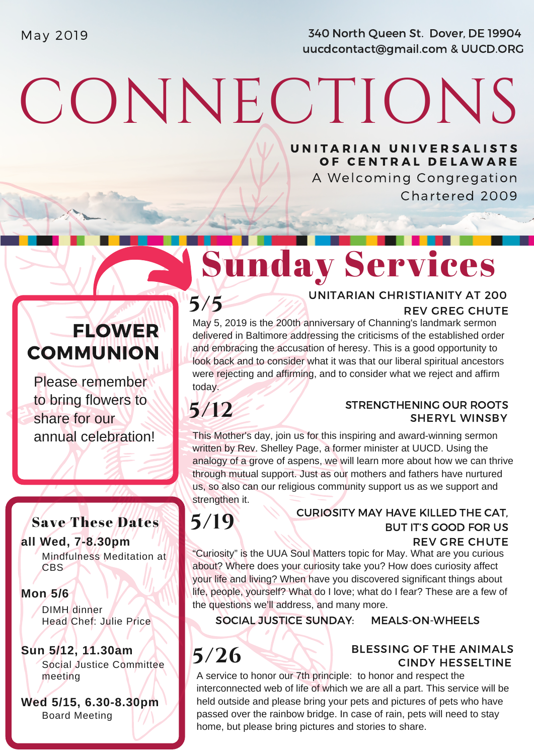May 2019

340 North Queen St. Dover, DE 19904
uucdcontact@gmail.com & UUCD.ORG

# CONNECTIONS

**UNITARIAN UNIVERSALISTS OF CENTRAL DELAWARE**
A Welcoming Congregation
Chartered 2009

## Sunday Services

### 5/5 — UNITARIAN CHRISTIANITY AT 200
**REV GREG CHUTE**

May 5, 2019 is the 200th anniversary of Channing's landmark sermon delivered in Baltimore addressing the criticisms of the established order and embracing the accusation of heresy. This is a good opportunity to look back and to consider what it was that our liberal spiritual ancestors were rejecting and affirming, and to consider what we reject and affirm today.

### 5/12 — STRENGTHENING OUR ROOTS
**SHERYL WINSBY**

This Mother's day, join us for this inspiring and award-winning sermon written by Rev. Shelley Page, a former minister at UUCD. Using the analogy of a grove of aspens, we will learn more about how we can thrive through mutual support. Just as our mothers and fathers have nurtured us, so also can our religious community support us as we support and strengthen it.

### 5/19 — CURIOSITY MAY HAVE KILLED THE CAT, BUT IT'S GOOD FOR US
**REV GRE CHUTE**

"Curiosity" is the UUA Soul Matters topic for May. What are you curious about? Where does your curiosity take you? How does curiosity affect your life and living? When have you discovered significant things about life, people, yourself? What do I love; what do I fear? These are a few of the questions we'll address, and many more.

SOCIAL JUSTICE SUNDAY: MEALS-ON-WHEELS

### 5/26 — BLESSING OF THE ANIMALS
**CINDY HESSELTINE**

A service to honor our 7th principle: to honor and respect the interconnected web of life of which we are all a part. This service will be held outside and please bring your pets and pictures of pets who have passed over the rainbow bridge. In case of rain, pets will need to stay home, but please bring pictures and stories to share.

## FLOWER COMMUNION

Please remember to bring flowers to share for our annual celebration!

## Save These Dates

**all Wed, 7-8.30pm**
Mindfulness Meditation at CBS

**Mon 5/6**
DIMH dinner
Head Chef: Julie Price

**Sun 5/12, 11.30am**
Social Justice Committee meeting

**Wed 5/15, 6.30-8.30pm**
Board Meeting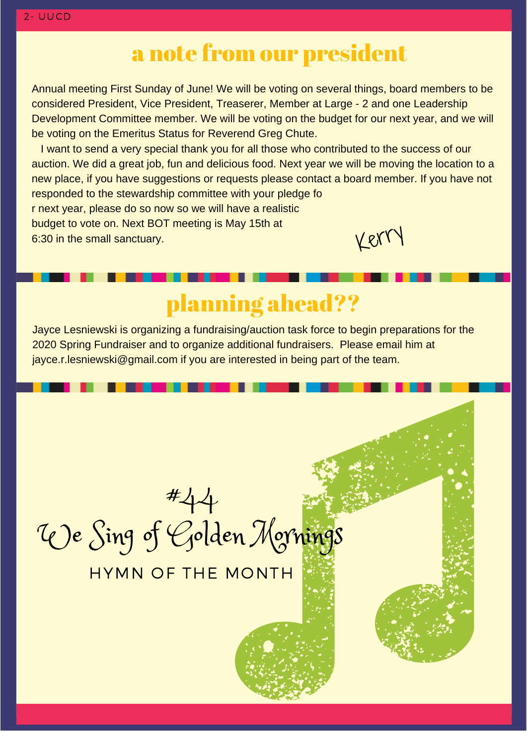# a note from our president

Annual meeting First Sunday of June! We will be voting on several things, board members to be considered President, Vice President, Treaserer, Member at Large - 2 and one Leadership Development Committee member. We will be voting on the budget for our next year, and we will be voting on the Emeritus Status for Reverend Greg Chute.

I want to send a very special thank you for all those who contributed to the success of our auction. We did a great job, fun and delicious food. Next year we will be moving the location to a new place, if you have suggestions or requests please contact a board member. If you have not responded to the stewardship committee with your pledge fo r next year, please do so now so we will have a realistic budget to vote on. Next BOT meeting is May 15th at 6:30 in the small sanctuary.

Kerry

# planning ahead??

Jayce Lesniewski is organizing a fundraising/auction task force to begin preparations for the 2020 Spring Fundraiser and to organize additional fundraisers. Please email him at jayce.r.lesniewski@gmail.com if you are interested in being part of the team.

#44

We Sing of Golden Mornings

HYMN OF THE MONTH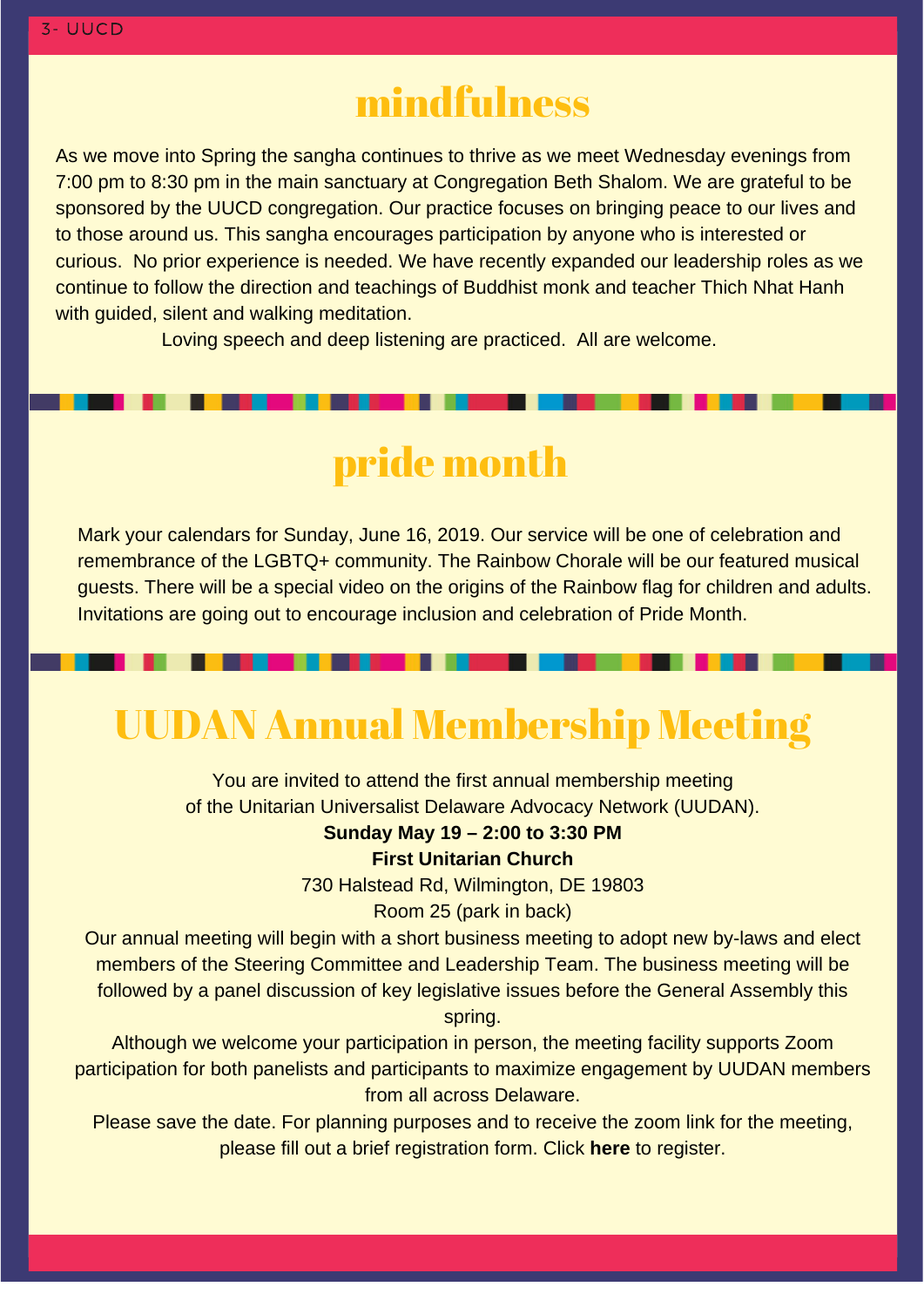# mindfulness

As we move into Spring the sangha continues to thrive as we meet Wednesday evenings from 7:00 pm to 8:30 pm in the main sanctuary at Congregation Beth Shalom. We are grateful to be sponsored by the UUCD congregation. Our practice focuses on bringing peace to our lives and to those around us. This sangha encourages participation by anyone who is interested or curious. No prior experience is needed. We have recently expanded our leadership roles as we continue to follow the direction and teachings of Buddhist monk and teacher Thich Nhat Hanh with guided, silent and walking meditation.

Loving speech and deep listening are practiced. All are welcome.

# pride month

Mark your calendars for Sunday, June 16, 2019. Our service will be one of celebration and remembrance of the LGBTQ+ community. The Rainbow Chorale will be our featured musical guests. There will be a special video on the origins of the Rainbow flag for children and adults. Invitations are going out to encourage inclusion and celebration of Pride Month.

# UUDAN Annual Membership Meeting

You are invited to attend the first annual membership meeting of the Unitarian Universalist Delaware Advocacy Network (UUDAN).

**Sunday May 19 – 2:00 to 3:30 PM**

**First Unitarian Church**

730 Halstead Rd, Wilmington, DE 19803

Room 25 (park in back)

Our annual meeting will begin with a short business meeting to adopt new by-laws and elect members of the Steering Committee and Leadership Team. The business meeting will be followed by a panel discussion of key legislative issues before the General Assembly this spring.

Although we welcome your participation in person, the meeting facility supports Zoom participation for both panelists and participants to maximize engagement by UUDAN members from all across Delaware.

Please save the date. For planning purposes and to receive the zoom link for the meeting, please fill out a brief registration form. Click **here** to register.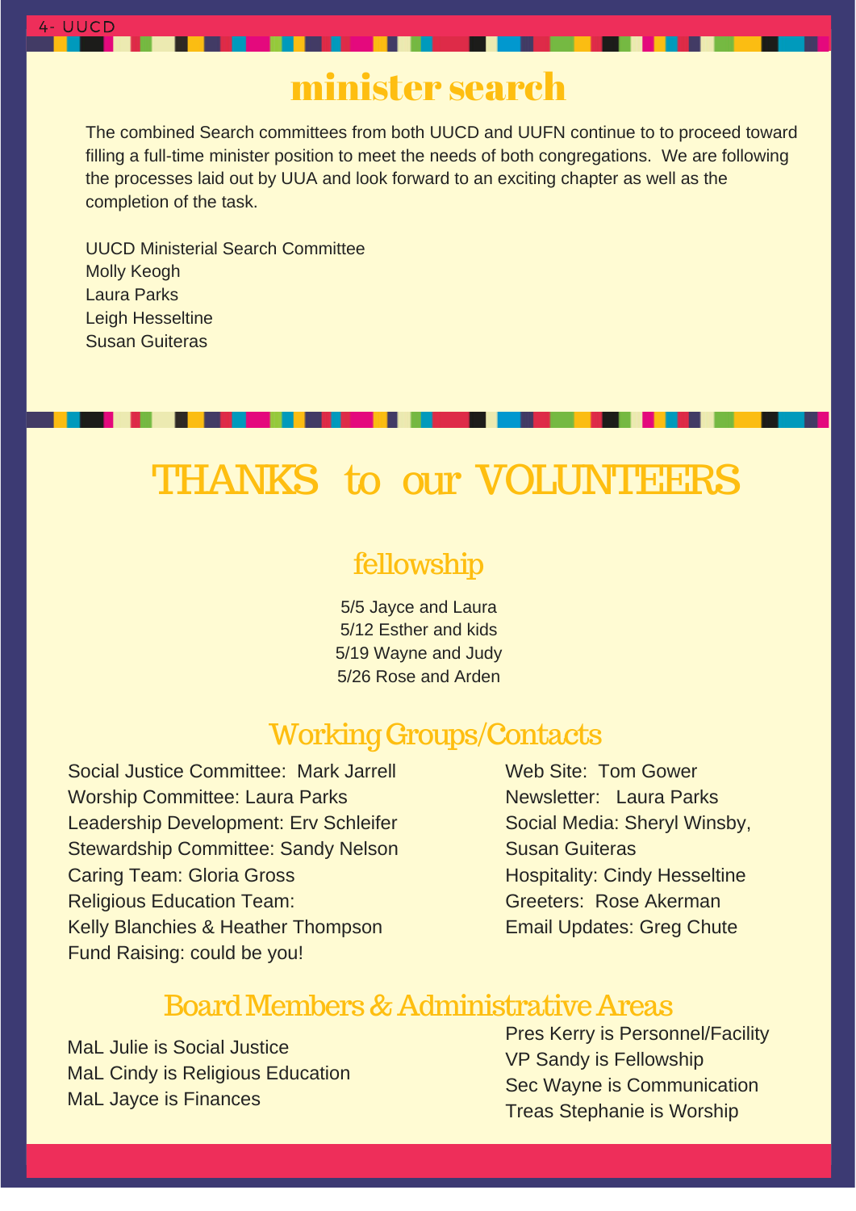## minister search

The combined Search committees from both UUCD and UUFN continue to to proceed toward filling a full-time minister position to meet the needs of both congregations. We are following the processes laid out by UUA and look forward to an exciting chapter as well as the completion of the task.

UUCD Ministerial Search Committee
Molly Keogh
Laura Parks
Leigh Hesseltine
Susan Guiteras

# THANKS to our VOLUNTEERS

## fellowship

5/5 Jayce and Laura
5/12 Esther and kids
5/19 Wayne and Judy
5/26 Rose and Arden

## Working Groups/Contacts

Social Justice Committee: Mark Jarrell
Worship Committee: Laura Parks
Leadership Development: Erv Schleifer
Stewardship Committee: Sandy Nelson
Caring Team: Gloria Gross
Religious Education Team:
Kelly Blanchies & Heather Thompson
Fund Raising: could be you!

Web Site: Tom Gower
Newsletter: Laura Parks
Social Media: Sheryl Winsby, Susan Guiteras
Hospitality: Cindy Hesseltine
Greeters: Rose Akerman
Email Updates: Greg Chute

## Board Members & Administrative Areas

MaL Julie is Social Justice
MaL Cindy is Religious Education
MaL Jayce is Finances

Pres Kerry is Personnel/Facility
VP Sandy is Fellowship
Sec Wayne is Communication
Treas Stephanie is Worship